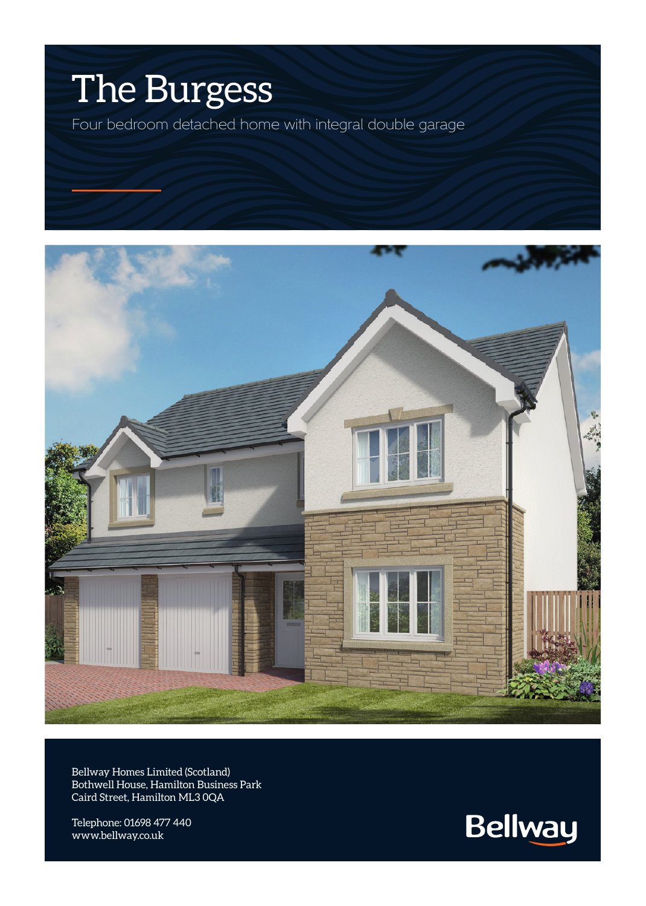# The Burgess

Four bedroom detached home with integral double garage

Bellway Homes Limited (Scotland)
Bothwell House, Hamilton Business Park
Caird Street, Hamilton ML3 0QA

Telephone: 01698 477 440
www.bellway.co.uk

Bellway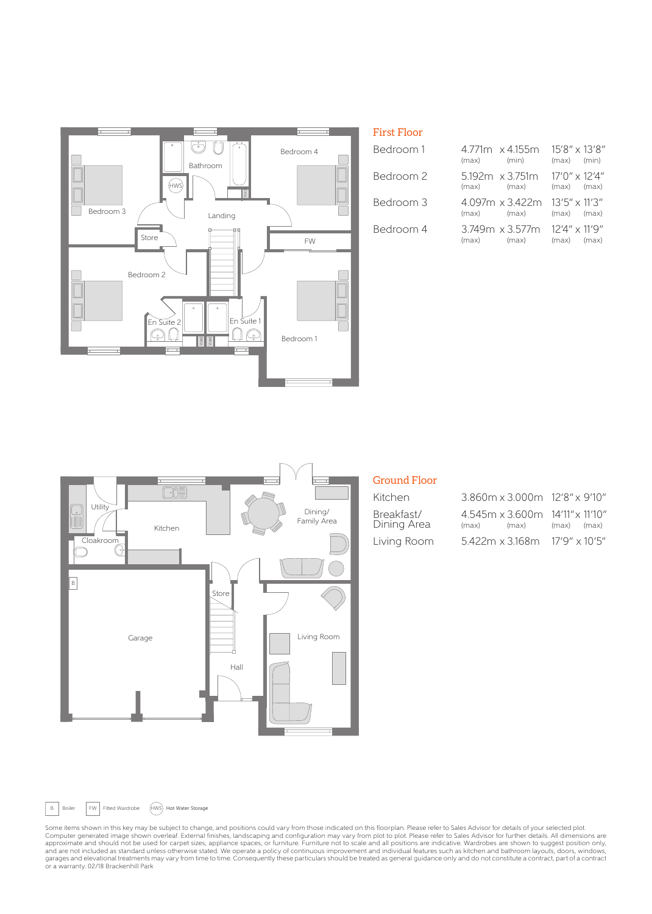## First Floor

| | | | | |
|---|---|---|---|---|
| Bedroom 1 | 4.771m (max) | x 4.155m (min) | 15'8" (max) | x 13'8" (min) |
| Bedroom 2 | 5.192m (max) | x 3.751m (max) | 17'0" (max) | x 12'4" (max) |
| Bedroom 3 | 4.097m (max) | x 3.422m (max) | 13'5" (max) | x 11'3" (max) |
| Bedroom 4 | 3.749m (max) | x 3.577m (max) | 12'4" (max) | x 11'9" (max) |

## Ground Floor

| | | | | |
|---|---|---|---|---|
| Kitchen | 3.860m | x 3.000m | 12'8" | x 9'10" |
| Breakfast/ Dining Area | 4.545m (max) | x 3.600m (max) | 14'11" (max) | x 11'10" (max) |
| Living Room | 5.422m | x 3.168m | 17'9" | x 10'5" |

B Boiler FW Fitted Wardrobe HWS Hot Water Storage

Some items shown in this key may be subject to change, and positions could vary from those indicated on this floorplan. Please refer to Sales Advisor for details of your selected plot. Computer generated image shown overleaf. External finishes, landscaping and configuration may vary from plot to plot. Please refer to Sales Advisor for further details. All dimensions are approximate and should not be used for carpet sizes, appliance spaces, or furniture. Furniture not to scale and all positions are indicative. Wardrobes are shown to suggest position only, and are not included as standard unless otherwise stated. We operate a policy of continuous improvement and individual features such as kitchen and bathroom layouts, doors, windows, garages and elevational treatments may vary from time to time. Consequently these particulars should be treated as general guidance only and do not constitute a contract, part of a contract or a warranty. 02/18 Brackenhill Park